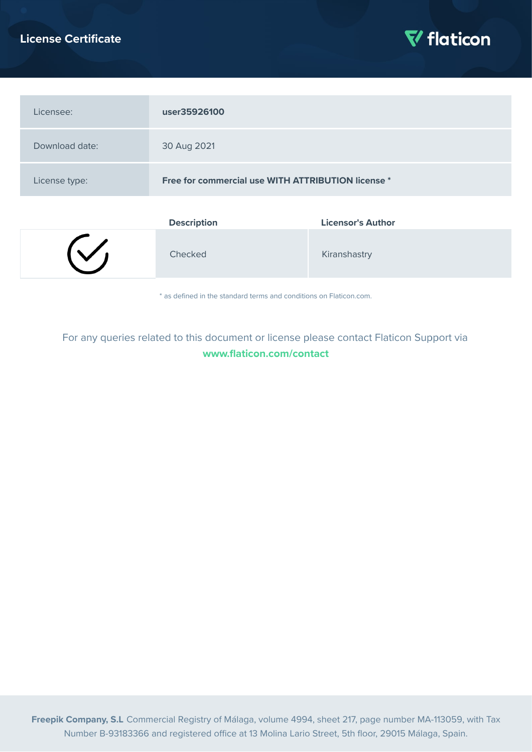# License Certificate

flaticon

| | |
|---|---|
| Licensee: | **user35926100** |
| Download date: | 30 Aug 2021 |
| License type: | **Free for commercial use WITH ATTRIBUTION license \*** |

| | Description | Licensor's Author |
|---|---|---|
| | Checked | Kiranshastry |

\* as defined in the standard terms and conditions on Flaticon.com.

For any queries related to this document or license please contact Flaticon Support via **www.flaticon.com/contact**

**Freepik Company, S.L** Commercial Registry of Málaga, volume 4994, sheet 217, page number MA-113059, with Tax Number B-93183366 and registered office at 13 Molina Lario Street, 5th floor, 29015 Málaga, Spain.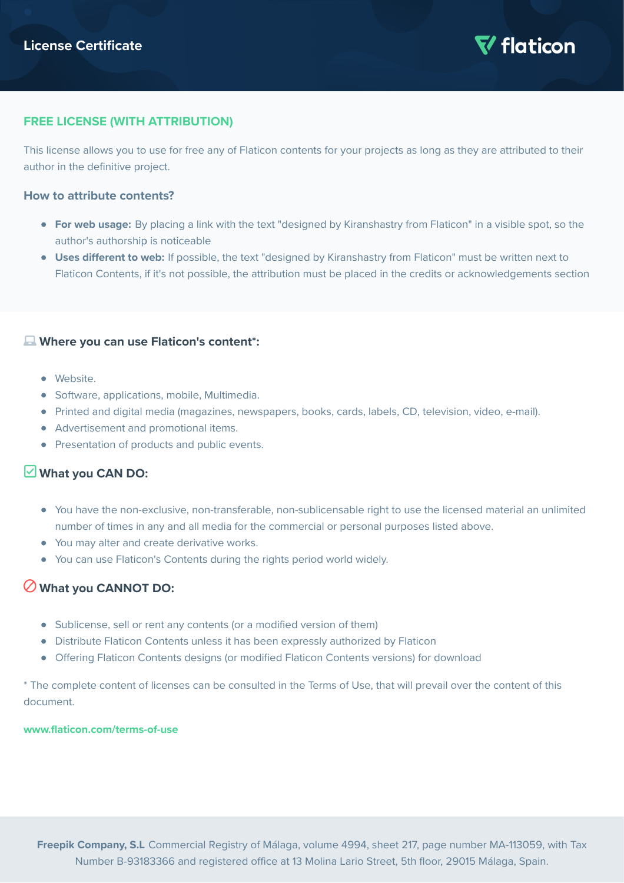# License Certificate

flaticon

## FREE LICENSE (WITH ATTRIBUTION)

This license allows you to use for free any of Flaticon contents for your projects as long as they are attributed to their author in the definitive project.

### How to attribute contents?

- **For web usage:** By placing a link with the text "designed by Kiranshastry from Flaticon" in a visible spot, so the author's authorship is noticeable
- **Uses different to web:** If possible, the text "designed by Kiranshastry from Flaticon" must be written next to Flaticon Contents, if it's not possible, the attribution must be placed in the credits or acknowledgements section

### Where you can use Flaticon's content*:

- Website.
- Software, applications, mobile, Multimedia.
- Printed and digital media (magazines, newspapers, books, cards, labels, CD, television, video, e-mail).
- Advertisement and promotional items.
- Presentation of products and public events.

### What you CAN DO:

- You have the non-exclusive, non-transferable, non-sublicensable right to use the licensed material an unlimited number of times in any and all media for the commercial or personal purposes listed above.
- You may alter and create derivative works.
- You can use Flaticon's Contents during the rights period world widely.

### What you CANNOT DO:

- Sublicense, sell or rent any contents (or a modified version of them)
- Distribute Flaticon Contents unless it has been expressly authorized by Flaticon
- Offering Flaticon Contents designs (or modified Flaticon Contents versions) for download

* The complete content of licenses can be consulted in the Terms of Use, that will prevail over the content of this document.

www.flaticon.com/terms-of-use

**Freepik Company, S.L** Commercial Registry of Málaga, volume 4994, sheet 217, page number MA-113059, with Tax Number B-93183366 and registered office at 13 Molina Lario Street, 5th floor, 29015 Málaga, Spain.